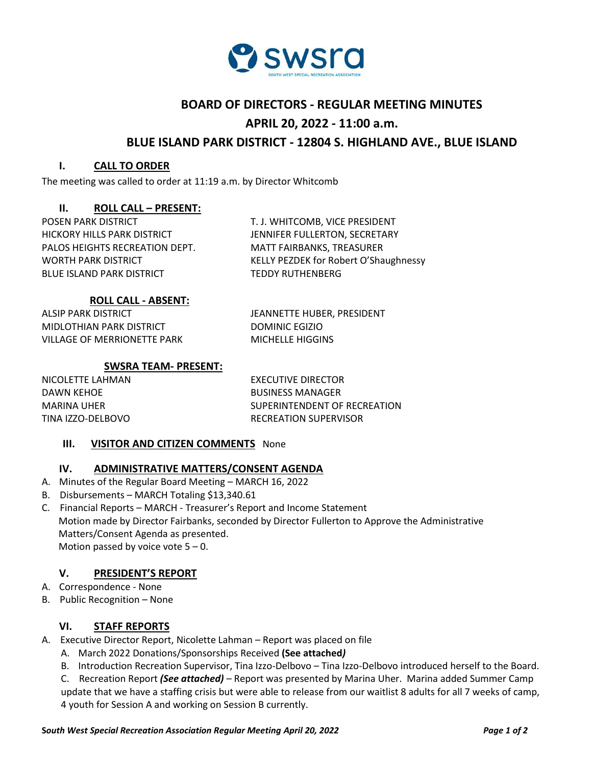swsra

SOUTH WEST SPECIAL RECREATION ASSOCIATION

# BOARD OF DIRECTORS - REGULAR MEETING MINUTES

## APRIL 20, 2022 - 11:00 a.m.

## BLUE ISLAND PARK DISTRICT - 12804 S. HIGHLAND AVE., BLUE ISLAND

### I. CALL TO ORDER

The meeting was called to order at 11:19 a.m. by Director Whitcomb

### II. ROLL CALL – PRESENT:

| | |
|---|---|
| POSEN PARK DISTRICT | T. J. WHITCOMB, VICE PRESIDENT |
| HICKORY HILLS PARK DISTRICT | JENNIFER FULLERTON, SECRETARY |
| PALOS HEIGHTS RECREATION DEPT. | MATT FAIRBANKS, TREASURER |
| WORTH PARK DISTRICT | KELLY PEZDEK for Robert O'Shaughnessy |
| BLUE ISLAND PARK DISTRICT | TEDDY RUTHENBERG |

**ROLL CALL - ABSENT:**

| | |
|---|---|
| ALSIP PARK DISTRICT | JEANNETTE HUBER, PRESIDENT |
| MIDLOTHIAN PARK DISTRICT | DOMINIC EGIZIO |
| VILLAGE OF MERRIONETTE PARK | MICHELLE HIGGINS |

**SWSRA TEAM- PRESENT:**

| | |
|---|---|
| NICOLETTE LAHMAN | EXECUTIVE DIRECTOR |
| DAWN KEHOE | BUSINESS MANAGER |
| MARINA UHER | SUPERINTENDENT OF RECREATION |
| TINA IZZO-DELBOVO | RECREATION SUPERVISOR |

### III. VISITOR AND CITIZEN COMMENTS

None

### IV. ADMINISTRATIVE MATTERS/CONSENT AGENDA

A. Minutes of the Regular Board Meeting – MARCH 16, 2022

B. Disbursements – MARCH Totaling $13,340.61

C. Financial Reports – MARCH - Treasurer's Report and Income Statement

Motion made by Director Fairbanks, seconded by Director Fullerton to Approve the Administrative Matters/Consent Agenda as presented.

Motion passed by voice vote 5 – 0.

### V. PRESIDENT'S REPORT

A. Correspondence - None

B. Public Recognition – None

### VI. STAFF REPORTS

A. Executive Director Report, Nicolette Lahman – Report was placed on file

A. March 2022 Donations/Sponsorships Received **(See attached*)***

B. Introduction Recreation Supervisor, Tina Izzo-Delbovo – Tina Izzo-Delbovo introduced herself to the Board.

C. Recreation Report ***(See attached)*** – Report was presented by Marina Uher. Marina added Summer Camp update that we have a staffing crisis but were able to release from our waitlist 8 adults for all 7 weeks of camp, 4 youth for Session A and working on Session B currently.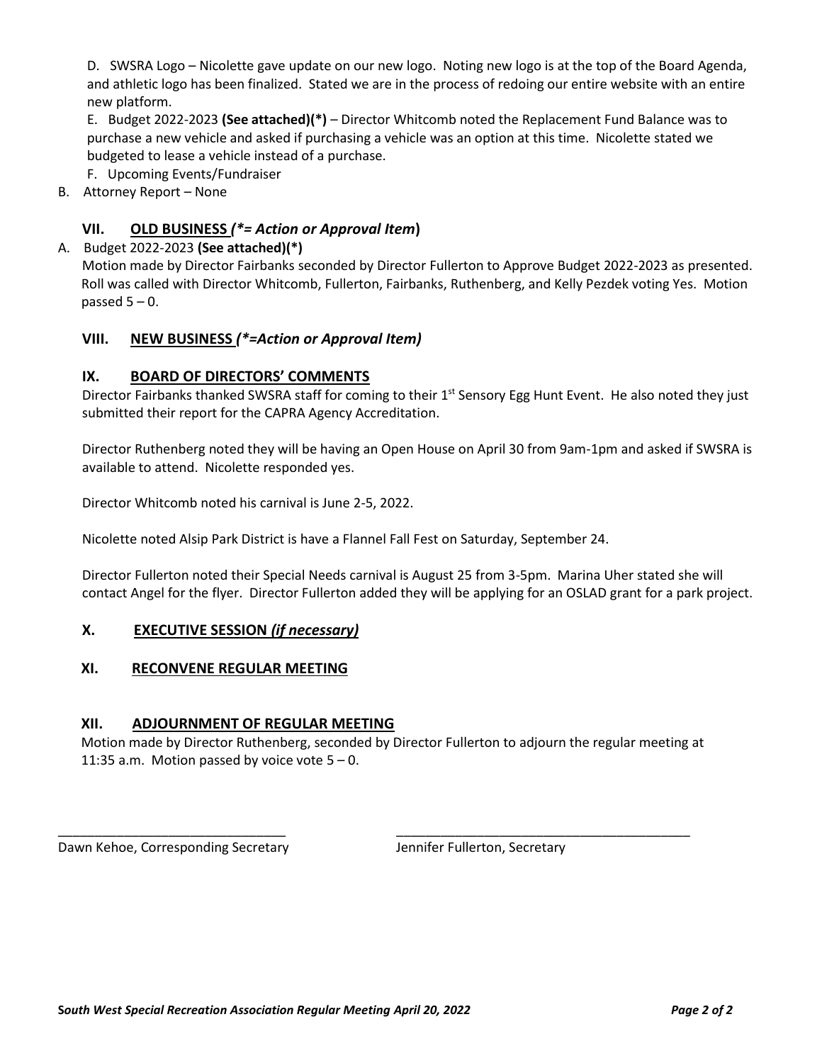D. SWSRA Logo – Nicolette gave update on our new logo. Noting new logo is at the top of the Board Agenda, and athletic logo has been finalized. Stated we are in the process of redoing our entire website with an entire new platform.

E. Budget 2022-2023 **(See attached)(*)** – Director Whitcomb noted the Replacement Fund Balance was to purchase a new vehicle and asked if purchasing a vehicle was an option at this time. Nicolette stated we budgeted to lease a vehicle instead of a purchase.

F. Upcoming Events/Fundraiser

B. Attorney Report – None

## VII. OLD BUSINESS *(*= Action or Approval Item*)

A. Budget 2022-2023 **(See attached)(*)**

Motion made by Director Fairbanks seconded by Director Fullerton to Approve Budget 2022-2023 as presented. Roll was called with Director Whitcomb, Fullerton, Fairbanks, Ruthenberg, and Kelly Pezdek voting Yes. Motion passed 5 – 0.

## VIII. NEW BUSINESS *(*=Action or Approval Item)*

## IX. BOARD OF DIRECTORS' COMMENTS

Director Fairbanks thanked SWSRA staff for coming to their 1st Sensory Egg Hunt Event. He also noted they just submitted their report for the CAPRA Agency Accreditation.

Director Ruthenberg noted they will be having an Open House on April 30 from 9am-1pm and asked if SWSRA is available to attend. Nicolette responded yes.

Director Whitcomb noted his carnival is June 2-5, 2022.

Nicolette noted Alsip Park District is have a Flannel Fall Fest on Saturday, September 24.

Director Fullerton noted their Special Needs carnival is August 25 from 3-5pm. Marina Uher stated she will contact Angel for the flyer. Director Fullerton added they will be applying for an OSLAD grant for a park project.

## X. EXECUTIVE SESSION *(if necessary)*

## XI. RECONVENE REGULAR MEETING

## XII. ADJOURNMENT OF REGULAR MEETING

Motion made by Director Ruthenberg, seconded by Director Fullerton to adjourn the regular meeting at 11:35 a.m. Motion passed by voice vote 5 – 0.

_______________________________ 
Dawn Kehoe, Corresponding Secretary

_______________________________ 
Jennifer Fullerton, Secretary